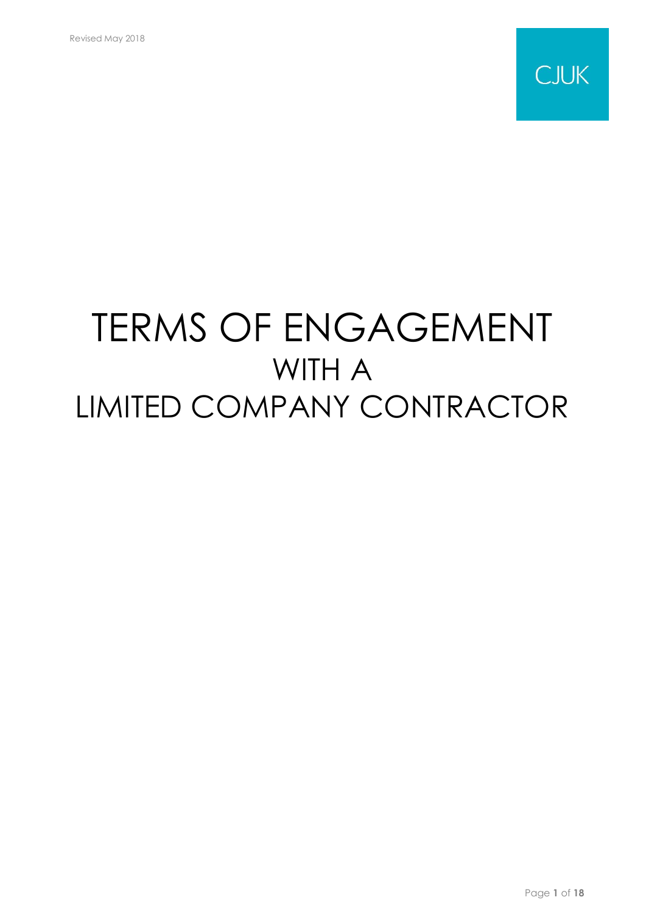Revised May 2018

CJUK

# TERMS OF ENGAGEMENT
## WITH A
## LIMITED COMPANY CONTRACTOR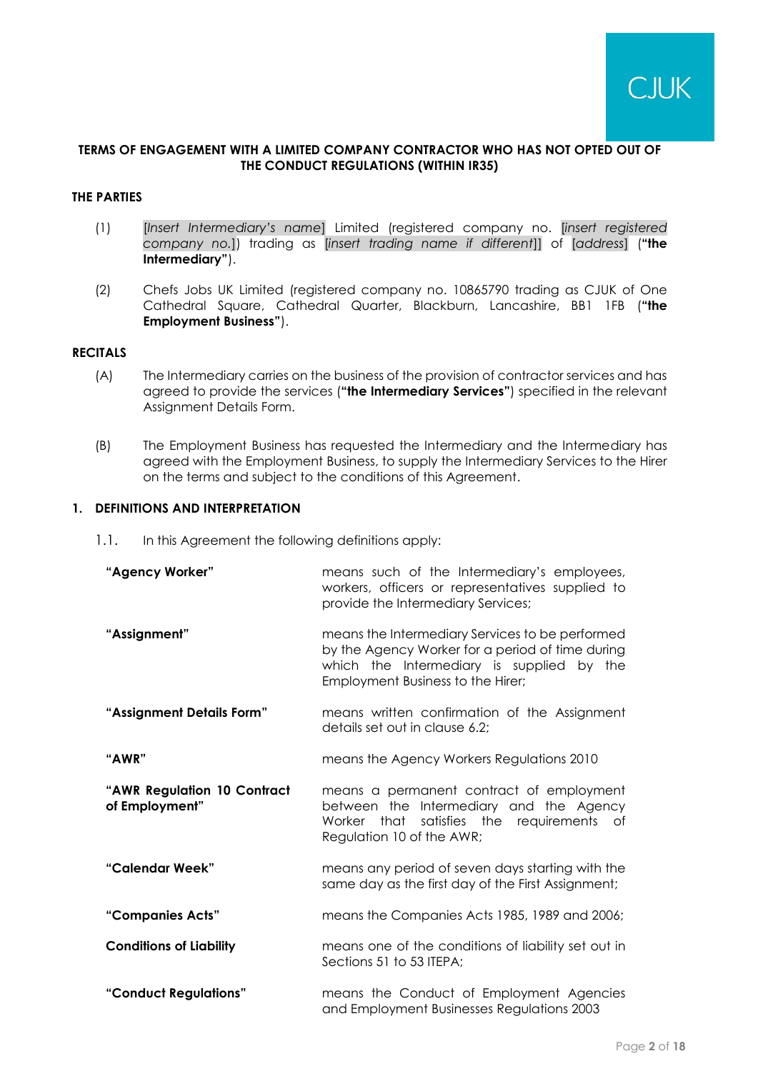**TERMS OF ENGAGEMENT WITH A LIMITED COMPANY CONTRACTOR WHO HAS NOT OPTED OUT OF THE CONDUCT REGULATIONS (WITHIN IR35)**

**THE PARTIES**

(1) [*Insert Intermediary's name*] Limited (registered company no. [*insert registered company no.*]) trading as [*insert trading name if different*]] of [*address*] (**"the Intermediary"**).

(2) Chefs Jobs UK Limited (registered company no. 10865790 trading as CJUK of One Cathedral Square, Cathedral Quarter, Blackburn, Lancashire, BB1 1FB (**"the Employment Business"**).

**RECITALS**

(A) The Intermediary carries on the business of the provision of contractor services and has agreed to provide the services (**"the Intermediary Services"**) specified in the relevant Assignment Details Form.

(B) The Employment Business has requested the Intermediary and the Intermediary has agreed with the Employment Business, to supply the Intermediary Services to the Hirer on the terms and subject to the conditions of this Agreement.

**1. DEFINITIONS AND INTERPRETATION**

1.1. In this Agreement the following definitions apply:

| | |
|---|---|
| **"Agency Worker"** | means such of the Intermediary's employees, workers, officers or representatives supplied to provide the Intermediary Services; |
| **"Assignment"** | means the Intermediary Services to be performed by the Agency Worker for a period of time during which the Intermediary is supplied by the Employment Business to the Hirer; |
| **"Assignment Details Form"** | means written confirmation of the Assignment details set out in clause 6.2; |
| **"AWR"** | means the Agency Workers Regulations 2010 |
| **"AWR Regulation 10 Contract of Employment"** | means a permanent contract of employment between the Intermediary and the Agency Worker that satisfies the requirements of Regulation 10 of the AWR; |
| **"Calendar Week"** | means any period of seven days starting with the same day as the first day of the First Assignment; |
| **"Companies Acts"** | means the Companies Acts 1985, 1989 and 2006; |
| **Conditions of Liability** | means one of the conditions of liability set out in Sections 51 to 53 ITEPA; |
| **"Conduct Regulations"** | means the Conduct of Employment Agencies and Employment Businesses Regulations 2003 |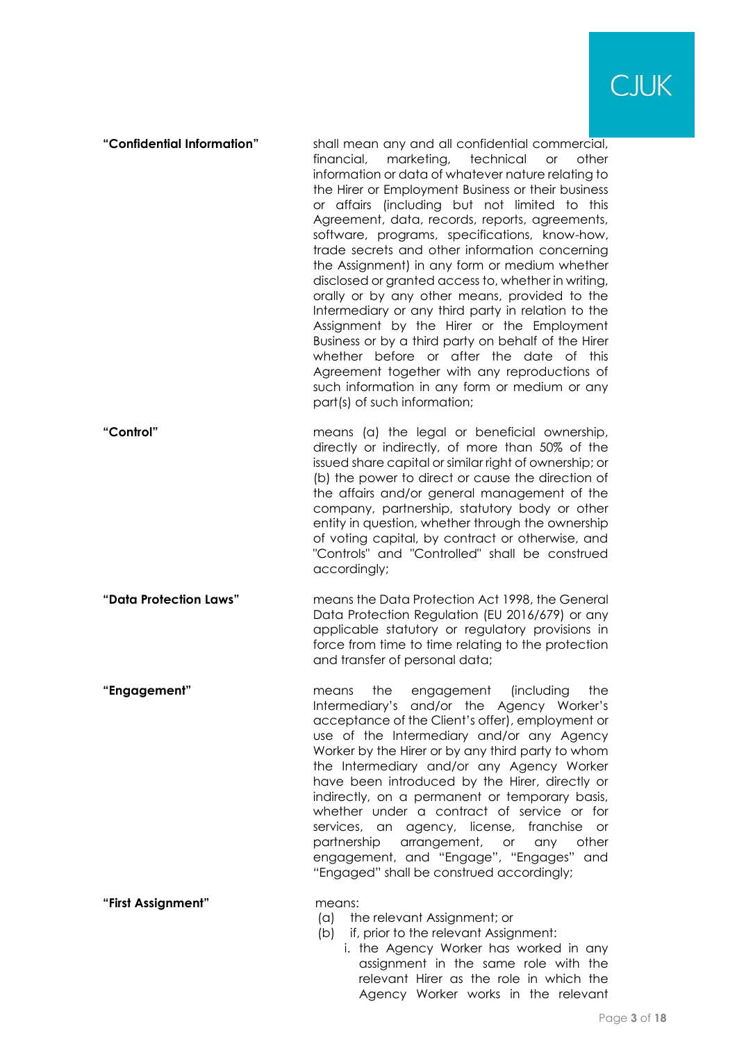**"Confidential Information"** shall mean any and all confidential commercial, financial, marketing, technical or other information or data of whatever nature relating to the Hirer or Employment Business or their business or affairs (including but not limited to this Agreement, data, records, reports, agreements, software, programs, specifications, know-how, trade secrets and other information concerning the Assignment) in any form or medium whether disclosed or granted access to, whether in writing, orally or by any other means, provided to the Intermediary or any third party in relation to the Assignment by the Hirer or the Employment Business or by a third party on behalf of the Hirer whether before or after the date of this Agreement together with any reproductions of such information in any form or medium or any part(s) of such information;

**"Control"** means (a) the legal or beneficial ownership, directly or indirectly, of more than 50% of the issued share capital or similar right of ownership; or (b) the power to direct or cause the direction of the affairs and/or general management of the company, partnership, statutory body or other entity in question, whether through the ownership of voting capital, by contract or otherwise, and "Controls" and "Controlled" shall be construed accordingly;

**"Data Protection Laws"** means the Data Protection Act 1998, the General Data Protection Regulation (EU 2016/679) or any applicable statutory or regulatory provisions in force from time to time relating to the protection and transfer of personal data;

**"Engagement"** means the engagement (including the Intermediary's and/or the Agency Worker's acceptance of the Client's offer), employment or use of the Intermediary and/or any Agency Worker by the Hirer or by any third party to whom the Intermediary and/or any Agency Worker have been introduced by the Hirer, directly or indirectly, on a permanent or temporary basis, whether under a contract of service or for services, an agency, license, franchise or partnership arrangement, or any other engagement, and "Engage", "Engages" and "Engaged" shall be construed accordingly;

**"First Assignment"** means:

(a) the relevant Assignment; or

(b) if, prior to the relevant Assignment:

i. the Agency Worker has worked in any assignment in the same role with the relevant Hirer as the role in which the Agency Worker works in the relevant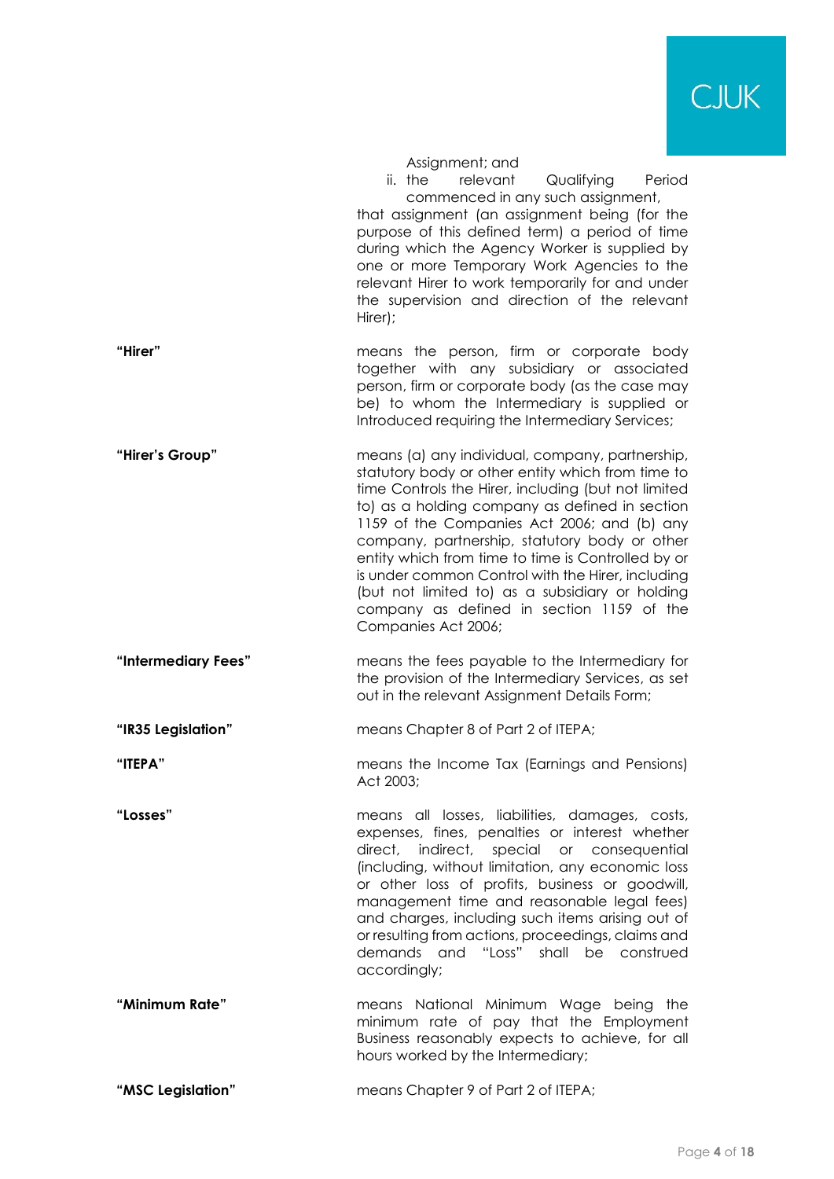Assignment; and

ii. the relevant Qualifying Period commenced in any such assignment,

that assignment (an assignment being (for the purpose of this defined term) a period of time during which the Agency Worker is supplied by one or more Temporary Work Agencies to the relevant Hirer to work temporarily for and under the supervision and direction of the relevant Hirer);

**"Hirer"** means the person, firm or corporate body together with any subsidiary or associated person, firm or corporate body (as the case may be) to whom the Intermediary is supplied or Introduced requiring the Intermediary Services;

**"Hirer's Group"** means (a) any individual, company, partnership, statutory body or other entity which from time to time Controls the Hirer, including (but not limited to) as a holding company as defined in section 1159 of the Companies Act 2006; and (b) any company, partnership, statutory body or other entity which from time to time is Controlled by or is under common Control with the Hirer, including (but not limited to) as a subsidiary or holding company as defined in section 1159 of the Companies Act 2006;

**"Intermediary Fees"** means the fees payable to the Intermediary for the provision of the Intermediary Services, as set out in the relevant Assignment Details Form;

**"IR35 Legislation"** means Chapter 8 of Part 2 of ITEPA;

**"ITEPA"** means the Income Tax (Earnings and Pensions) Act 2003;

**"Losses"** means all losses, liabilities, damages, costs, expenses, fines, penalties or interest whether direct, indirect, special or consequential (including, without limitation, any economic loss or other loss of profits, business or goodwill, management time and reasonable legal fees) and charges, including such items arising out of or resulting from actions, proceedings, claims and demands and "Loss" shall be construed accordingly;

**"Minimum Rate"** means National Minimum Wage being the minimum rate of pay that the Employment Business reasonably expects to achieve, for all hours worked by the Intermediary;

**"MSC Legislation"** means Chapter 9 of Part 2 of ITEPA;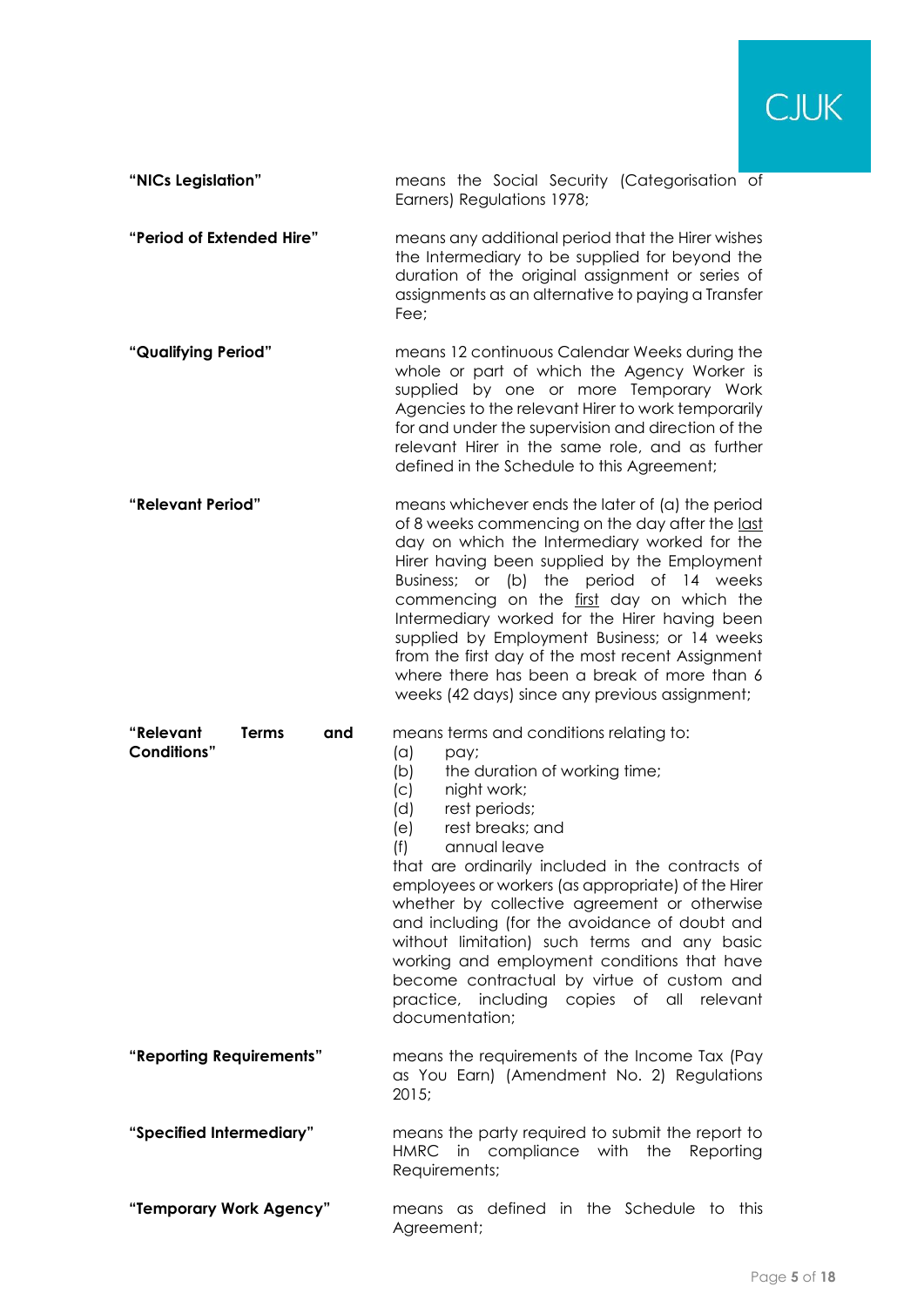**"NICs Legislation"** means the Social Security (Categorisation of Earners) Regulations 1978;

**"Period of Extended Hire"** means any additional period that the Hirer wishes the Intermediary to be supplied for beyond the duration of the original assignment or series of assignments as an alternative to paying a Transfer Fee;

**"Qualifying Period"** means 12 continuous Calendar Weeks during the whole or part of which the Agency Worker is supplied by one or more Temporary Work Agencies to the relevant Hirer to work temporarily for and under the supervision and direction of the relevant Hirer in the same role, and as further defined in the Schedule to this Agreement;

**"Relevant Period"** means whichever ends the later of (a) the period of 8 weeks commencing on the day after the last day on which the Intermediary worked for the Hirer having been supplied by the Employment Business; or (b) the period of 14 weeks commencing on the first day on which the Intermediary worked for the Hirer having been supplied by Employment Business; or 14 weeks from the first day of the most recent Assignment where there has been a break of more than 6 weeks (42 days) since any previous assignment;

**"Relevant Terms and Conditions"** means terms and conditions relating to:

(a) pay;
(b) the duration of working time;
(c) night work;
(d) rest periods;
(e) rest breaks; and
(f) annual leave

that are ordinarily included in the contracts of employees or workers (as appropriate) of the Hirer whether by collective agreement or otherwise and including (for the avoidance of doubt and without limitation) such terms and any basic working and employment conditions that have become contractual by virtue of custom and practice, including copies of all relevant documentation;

**"Reporting Requirements"** means the requirements of the Income Tax (Pay as You Earn) (Amendment No. 2) Regulations 2015;

**"Specified Intermediary"** means the party required to submit the report to HMRC in compliance with the Reporting Requirements;

**"Temporary Work Agency"** means as defined in the Schedule to this Agreement;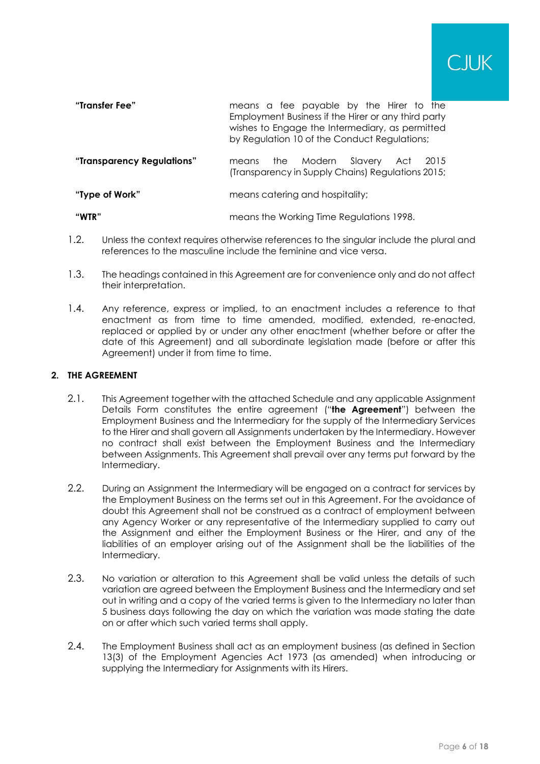| | |
|---|---|
| **"Transfer Fee"** | means a fee payable by the Hirer to the Employment Business if the Hirer or any third party wishes to Engage the Intermediary, as permitted by Regulation 10 of the Conduct Regulations; |
| **"Transparency Regulations"** | means the Modern Slavery Act 2015 (Transparency in Supply Chains) Regulations 2015; |
| **"Type of Work"** | means catering and hospitality; |
| **"WTR"** | means the Working Time Regulations 1998. |

1.2. Unless the context requires otherwise references to the singular include the plural and references to the masculine include the feminine and vice versa.

1.3. The headings contained in this Agreement are for convenience only and do not affect their interpretation.

1.4. Any reference, express or implied, to an enactment includes a reference to that enactment as from time to time amended, modified, extended, re-enacted, replaced or applied by or under any other enactment (whether before or after the date of this Agreement) and all subordinate legislation made (before or after this Agreement) under it from time to time.

## 2. THE AGREEMENT

2.1. This Agreement together with the attached Schedule and any applicable Assignment Details Form constitutes the entire agreement ("**the Agreement**") between the Employment Business and the Intermediary for the supply of the Intermediary Services to the Hirer and shall govern all Assignments undertaken by the Intermediary. However no contract shall exist between the Employment Business and the Intermediary between Assignments. This Agreement shall prevail over any terms put forward by the Intermediary.

2.2. During an Assignment the Intermediary will be engaged on a contract for services by the Employment Business on the terms set out in this Agreement. For the avoidance of doubt this Agreement shall not be construed as a contract of employment between any Agency Worker or any representative of the Intermediary supplied to carry out the Assignment and either the Employment Business or the Hirer, and any of the liabilities of an employer arising out of the Assignment shall be the liabilities of the Intermediary.

2.3. No variation or alteration to this Agreement shall be valid unless the details of such variation are agreed between the Employment Business and the Intermediary and set out in writing and a copy of the varied terms is given to the Intermediary no later than 5 business days following the day on which the variation was made stating the date on or after which such varied terms shall apply.

2.4. The Employment Business shall act as an employment business (as defined in Section 13(3) of the Employment Agencies Act 1973 (as amended) when introducing or supplying the Intermediary for Assignments with its Hirers.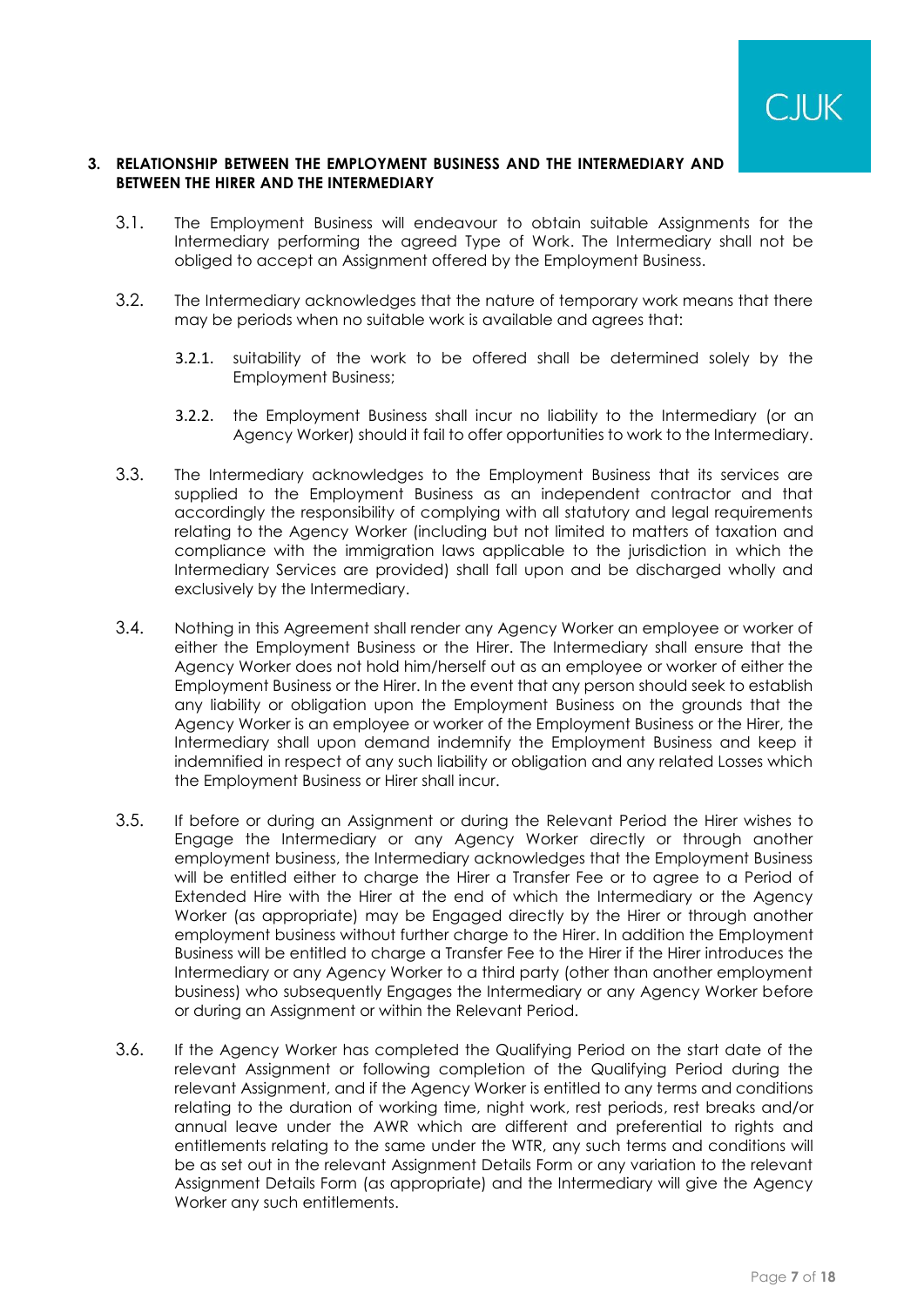## 3. RELATIONSHIP BETWEEN THE EMPLOYMENT BUSINESS AND THE INTERMEDIARY AND BETWEEN THE HIRER AND THE INTERMEDIARY

3.1. The Employment Business will endeavour to obtain suitable Assignments for the Intermediary performing the agreed Type of Work. The Intermediary shall not be obliged to accept an Assignment offered by the Employment Business.

3.2. The Intermediary acknowledges that the nature of temporary work means that there may be periods when no suitable work is available and agrees that:

3.2.1. suitability of the work to be offered shall be determined solely by the Employment Business;

3.2.2. the Employment Business shall incur no liability to the Intermediary (or an Agency Worker) should it fail to offer opportunities to work to the Intermediary.

3.3. The Intermediary acknowledges to the Employment Business that its services are supplied to the Employment Business as an independent contractor and that accordingly the responsibility of complying with all statutory and legal requirements relating to the Agency Worker (including but not limited to matters of taxation and compliance with the immigration laws applicable to the jurisdiction in which the Intermediary Services are provided) shall fall upon and be discharged wholly and exclusively by the Intermediary.

3.4. Nothing in this Agreement shall render any Agency Worker an employee or worker of either the Employment Business or the Hirer. The Intermediary shall ensure that the Agency Worker does not hold him/herself out as an employee or worker of either the Employment Business or the Hirer. In the event that any person should seek to establish any liability or obligation upon the Employment Business on the grounds that the Agency Worker is an employee or worker of the Employment Business or the Hirer, the Intermediary shall upon demand indemnify the Employment Business and keep it indemnified in respect of any such liability or obligation and any related Losses which the Employment Business or Hirer shall incur.

3.5. If before or during an Assignment or during the Relevant Period the Hirer wishes to Engage the Intermediary or any Agency Worker directly or through another employment business, the Intermediary acknowledges that the Employment Business will be entitled either to charge the Hirer a Transfer Fee or to agree to a Period of Extended Hire with the Hirer at the end of which the Intermediary or the Agency Worker (as appropriate) may be Engaged directly by the Hirer or through another employment business without further charge to the Hirer. In addition the Employment Business will be entitled to charge a Transfer Fee to the Hirer if the Hirer introduces the Intermediary or any Agency Worker to a third party (other than another employment business) who subsequently Engages the Intermediary or any Agency Worker before or during an Assignment or within the Relevant Period.

3.6. If the Agency Worker has completed the Qualifying Period on the start date of the relevant Assignment or following completion of the Qualifying Period during the relevant Assignment, and if the Agency Worker is entitled to any terms and conditions relating to the duration of working time, night work, rest periods, rest breaks and/or annual leave under the AWR which are different and preferential to rights and entitlements relating to the same under the WTR, any such terms and conditions will be as set out in the relevant Assignment Details Form or any variation to the relevant Assignment Details Form (as appropriate) and the Intermediary will give the Agency Worker any such entitlements.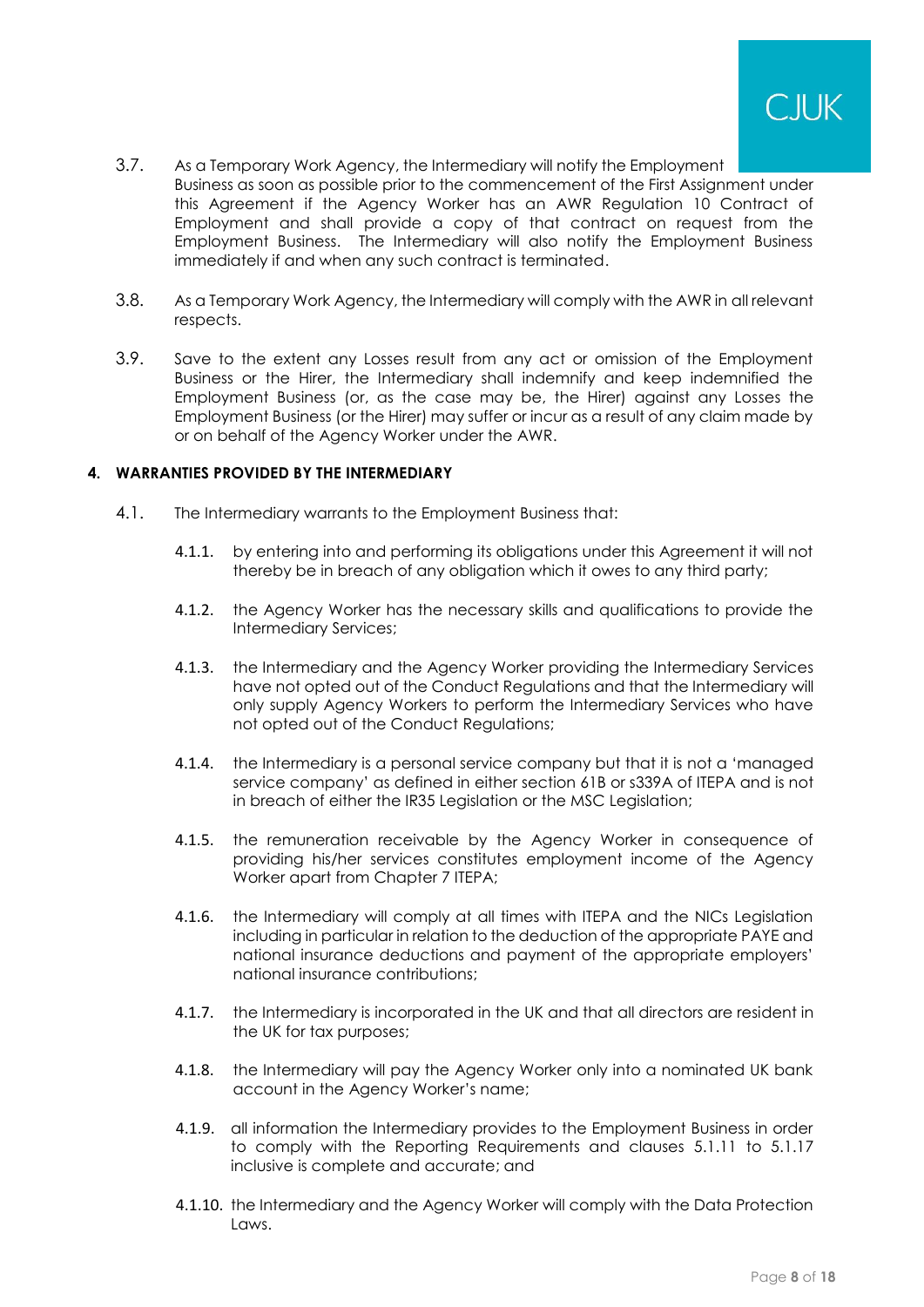3.7. As a Temporary Work Agency, the Intermediary will notify the Employment Business as soon as possible prior to the commencement of the First Assignment under this Agreement if the Agency Worker has an AWR Regulation 10 Contract of Employment and shall provide a copy of that contract on request from the Employment Business. The Intermediary will also notify the Employment Business immediately if and when any such contract is terminated.

3.8. As a Temporary Work Agency, the Intermediary will comply with the AWR in all relevant respects.

3.9. Save to the extent any Losses result from any act or omission of the Employment Business or the Hirer, the Intermediary shall indemnify and keep indemnified the Employment Business (or, as the case may be, the Hirer) against any Losses the Employment Business (or the Hirer) may suffer or incur as a result of any claim made by or on behalf of the Agency Worker under the AWR.

## 4. WARRANTIES PROVIDED BY THE INTERMEDIARY

4.1. The Intermediary warrants to the Employment Business that:

4.1.1. by entering into and performing its obligations under this Agreement it will not thereby be in breach of any obligation which it owes to any third party;

4.1.2. the Agency Worker has the necessary skills and qualifications to provide the Intermediary Services;

4.1.3. the Intermediary and the Agency Worker providing the Intermediary Services have not opted out of the Conduct Regulations and that the Intermediary will only supply Agency Workers to perform the Intermediary Services who have not opted out of the Conduct Regulations;

4.1.4. the Intermediary is a personal service company but that it is not a 'managed service company' as defined in either section 61B or s339A of ITEPA and is not in breach of either the IR35 Legislation or the MSC Legislation;

4.1.5. the remuneration receivable by the Agency Worker in consequence of providing his/her services constitutes employment income of the Agency Worker apart from Chapter 7 ITEPA;

4.1.6. the Intermediary will comply at all times with ITEPA and the NICs Legislation including in particular in relation to the deduction of the appropriate PAYE and national insurance deductions and payment of the appropriate employers' national insurance contributions;

4.1.7. the Intermediary is incorporated in the UK and that all directors are resident in the UK for tax purposes;

4.1.8. the Intermediary will pay the Agency Worker only into a nominated UK bank account in the Agency Worker's name;

4.1.9. all information the Intermediary provides to the Employment Business in order to comply with the Reporting Requirements and clauses 5.1.11 to 5.1.17 inclusive is complete and accurate; and

4.1.10. the Intermediary and the Agency Worker will comply with the Data Protection Laws.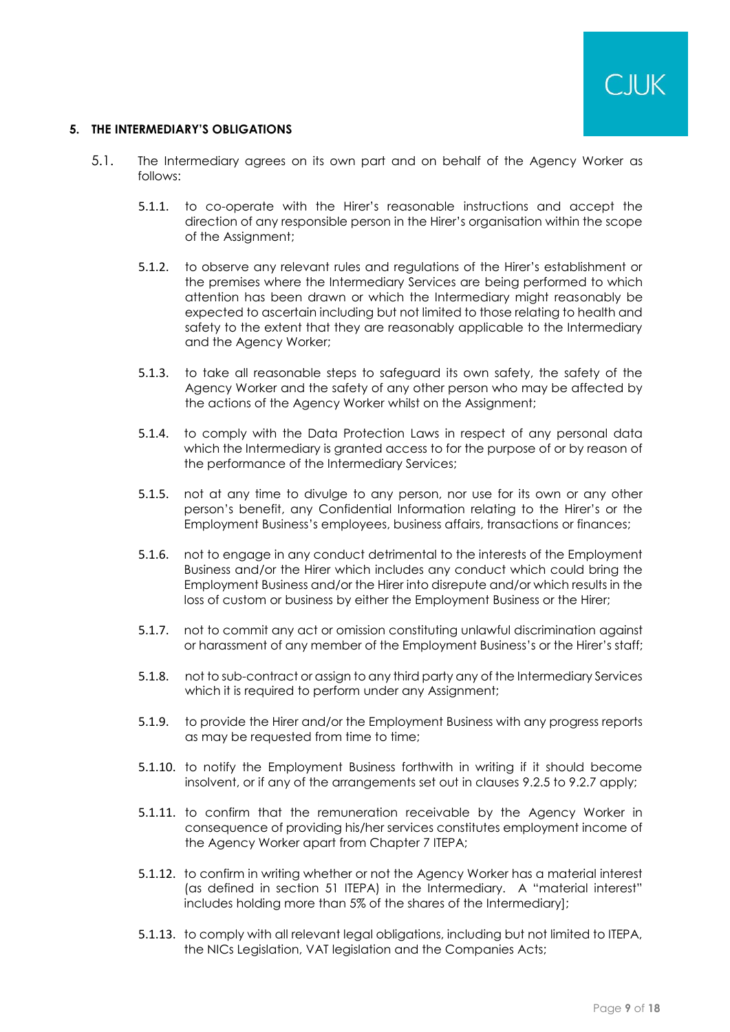## 5. THE INTERMEDIARY'S OBLIGATIONS

5.1. The Intermediary agrees on its own part and on behalf of the Agency Worker as follows:

5.1.1. to co-operate with the Hirer's reasonable instructions and accept the direction of any responsible person in the Hirer's organisation within the scope of the Assignment;

5.1.2. to observe any relevant rules and regulations of the Hirer's establishment or the premises where the Intermediary Services are being performed to which attention has been drawn or which the Intermediary might reasonably be expected to ascertain including but not limited to those relating to health and safety to the extent that they are reasonably applicable to the Intermediary and the Agency Worker;

5.1.3. to take all reasonable steps to safeguard its own safety, the safety of the Agency Worker and the safety of any other person who may be affected by the actions of the Agency Worker whilst on the Assignment;

5.1.4. to comply with the Data Protection Laws in respect of any personal data which the Intermediary is granted access to for the purpose of or by reason of the performance of the Intermediary Services;

5.1.5. not at any time to divulge to any person, nor use for its own or any other person's benefit, any Confidential Information relating to the Hirer's or the Employment Business's employees, business affairs, transactions or finances;

5.1.6. not to engage in any conduct detrimental to the interests of the Employment Business and/or the Hirer which includes any conduct which could bring the Employment Business and/or the Hirer into disrepute and/or which results in the loss of custom or business by either the Employment Business or the Hirer;

5.1.7. not to commit any act or omission constituting unlawful discrimination against or harassment of any member of the Employment Business's or the Hirer's staff;

5.1.8. not to sub-contract or assign to any third party any of the Intermediary Services which it is required to perform under any Assignment;

5.1.9. to provide the Hirer and/or the Employment Business with any progress reports as may be requested from time to time;

5.1.10. to notify the Employment Business forthwith in writing if it should become insolvent, or if any of the arrangements set out in clauses 9.2.5 to 9.2.7 apply;

5.1.11. to confirm that the remuneration receivable by the Agency Worker in consequence of providing his/her services constitutes employment income of the Agency Worker apart from Chapter 7 ITEPA;

5.1.12. to confirm in writing whether or not the Agency Worker has a material interest (as defined in section 51 ITEPA) in the Intermediary. A "material interest" includes holding more than 5% of the shares of the Intermediary];

5.1.13. to comply with all relevant legal obligations, including but not limited to ITEPA, the NICs Legislation, VAT legislation and the Companies Acts;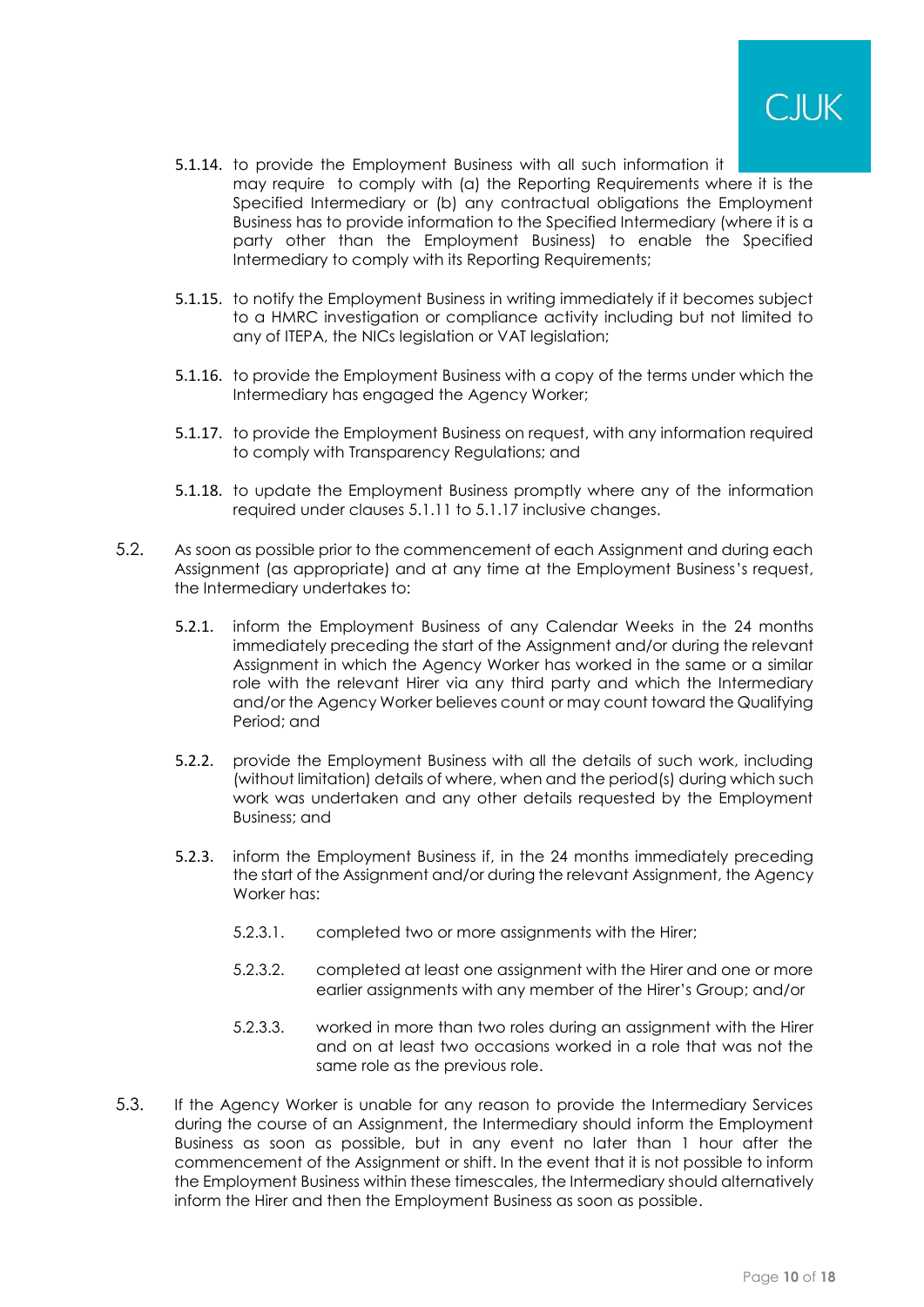5.1.14. to provide the Employment Business with all such information it may require to comply with (a) the Reporting Requirements where it is the Specified Intermediary or (b) any contractual obligations the Employment Business has to provide information to the Specified Intermediary (where it is a party other than the Employment Business) to enable the Specified Intermediary to comply with its Reporting Requirements;

5.1.15. to notify the Employment Business in writing immediately if it becomes subject to a HMRC investigation or compliance activity including but not limited to any of ITEPA, the NICs legislation or VAT legislation;

5.1.16. to provide the Employment Business with a copy of the terms under which the Intermediary has engaged the Agency Worker;

5.1.17. to provide the Employment Business on request, with any information required to comply with Transparency Regulations; and

5.1.18. to update the Employment Business promptly where any of the information required under clauses 5.1.11 to 5.1.17 inclusive changes.

5.2. As soon as possible prior to the commencement of each Assignment and during each Assignment (as appropriate) and at any time at the Employment Business's request, the Intermediary undertakes to:

5.2.1. inform the Employment Business of any Calendar Weeks in the 24 months immediately preceding the start of the Assignment and/or during the relevant Assignment in which the Agency Worker has worked in the same or a similar role with the relevant Hirer via any third party and which the Intermediary and/or the Agency Worker believes count or may count toward the Qualifying Period; and

5.2.2. provide the Employment Business with all the details of such work, including (without limitation) details of where, when and the period(s) during which such work was undertaken and any other details requested by the Employment Business; and

5.2.3. inform the Employment Business if, in the 24 months immediately preceding the start of the Assignment and/or during the relevant Assignment, the Agency Worker has:

5.2.3.1. completed two or more assignments with the Hirer;

5.2.3.2. completed at least one assignment with the Hirer and one or more earlier assignments with any member of the Hirer's Group; and/or

5.2.3.3. worked in more than two roles during an assignment with the Hirer and on at least two occasions worked in a role that was not the same role as the previous role.

5.3. If the Agency Worker is unable for any reason to provide the Intermediary Services during the course of an Assignment, the Intermediary should inform the Employment Business as soon as possible, but in any event no later than 1 hour after the commencement of the Assignment or shift. In the event that it is not possible to inform the Employment Business within these timescales, the Intermediary should alternatively inform the Hirer and then the Employment Business as soon as possible.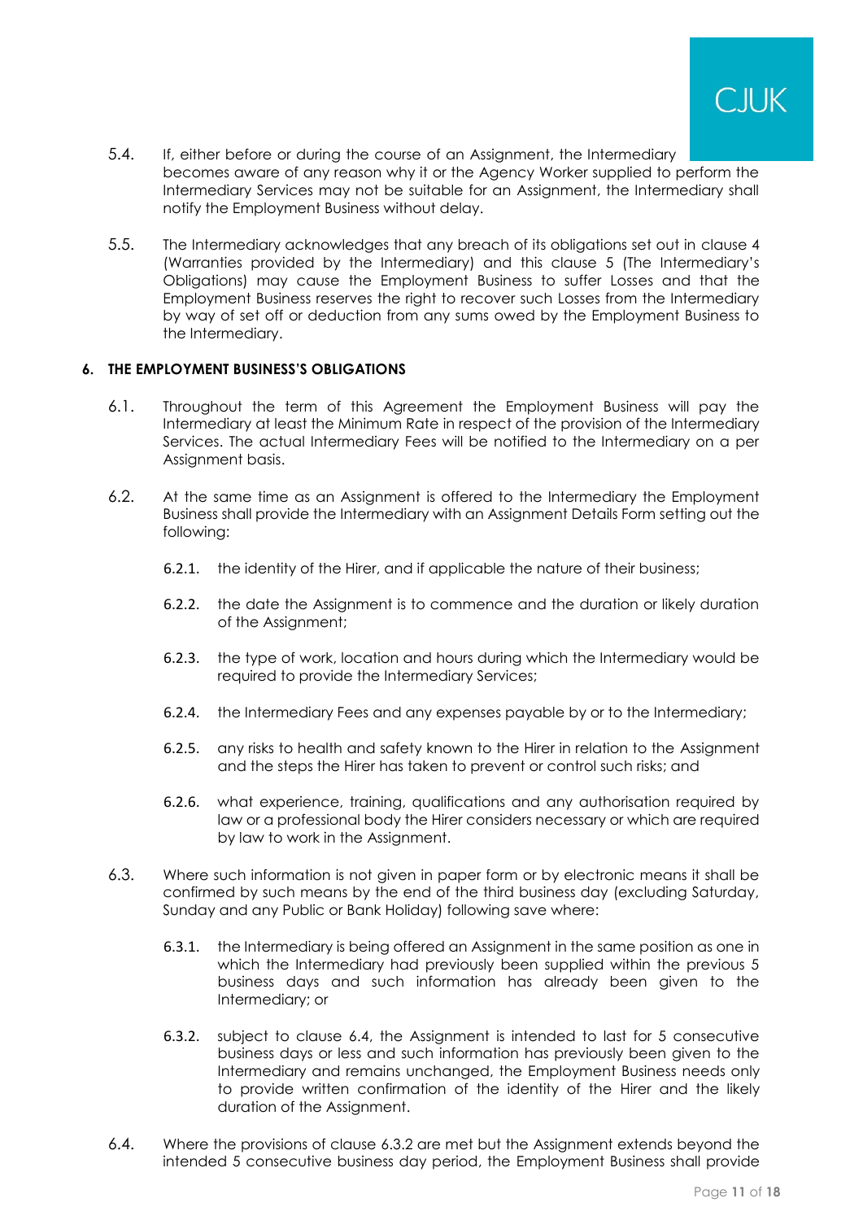5.4. If, either before or during the course of an Assignment, the Intermediary becomes aware of any reason why it or the Agency Worker supplied to perform the Intermediary Services may not be suitable for an Assignment, the Intermediary shall notify the Employment Business without delay.

5.5. The Intermediary acknowledges that any breach of its obligations set out in clause 4 (Warranties provided by the Intermediary) and this clause 5 (The Intermediary's Obligations) may cause the Employment Business to suffer Losses and that the Employment Business reserves the right to recover such Losses from the Intermediary by way of set off or deduction from any sums owed by the Employment Business to the Intermediary.

## 6. THE EMPLOYMENT BUSINESS'S OBLIGATIONS

6.1. Throughout the term of this Agreement the Employment Business will pay the Intermediary at least the Minimum Rate in respect of the provision of the Intermediary Services. The actual Intermediary Fees will be notified to the Intermediary on a per Assignment basis.

6.2. At the same time as an Assignment is offered to the Intermediary the Employment Business shall provide the Intermediary with an Assignment Details Form setting out the following:

6.2.1. the identity of the Hirer, and if applicable the nature of their business;

6.2.2. the date the Assignment is to commence and the duration or likely duration of the Assignment;

6.2.3. the type of work, location and hours during which the Intermediary would be required to provide the Intermediary Services;

6.2.4. the Intermediary Fees and any expenses payable by or to the Intermediary;

6.2.5. any risks to health and safety known to the Hirer in relation to the Assignment and the steps the Hirer has taken to prevent or control such risks; and

6.2.6. what experience, training, qualifications and any authorisation required by law or a professional body the Hirer considers necessary or which are required by law to work in the Assignment.

6.3. Where such information is not given in paper form or by electronic means it shall be confirmed by such means by the end of the third business day (excluding Saturday, Sunday and any Public or Bank Holiday) following save where:

6.3.1. the Intermediary is being offered an Assignment in the same position as one in which the Intermediary had previously been supplied within the previous 5 business days and such information has already been given to the Intermediary; or

6.3.2. subject to clause 6.4, the Assignment is intended to last for 5 consecutive business days or less and such information has previously been given to the Intermediary and remains unchanged, the Employment Business needs only to provide written confirmation of the identity of the Hirer and the likely duration of the Assignment.

6.4. Where the provisions of clause 6.3.2 are met but the Assignment extends beyond the intended 5 consecutive business day period, the Employment Business shall provide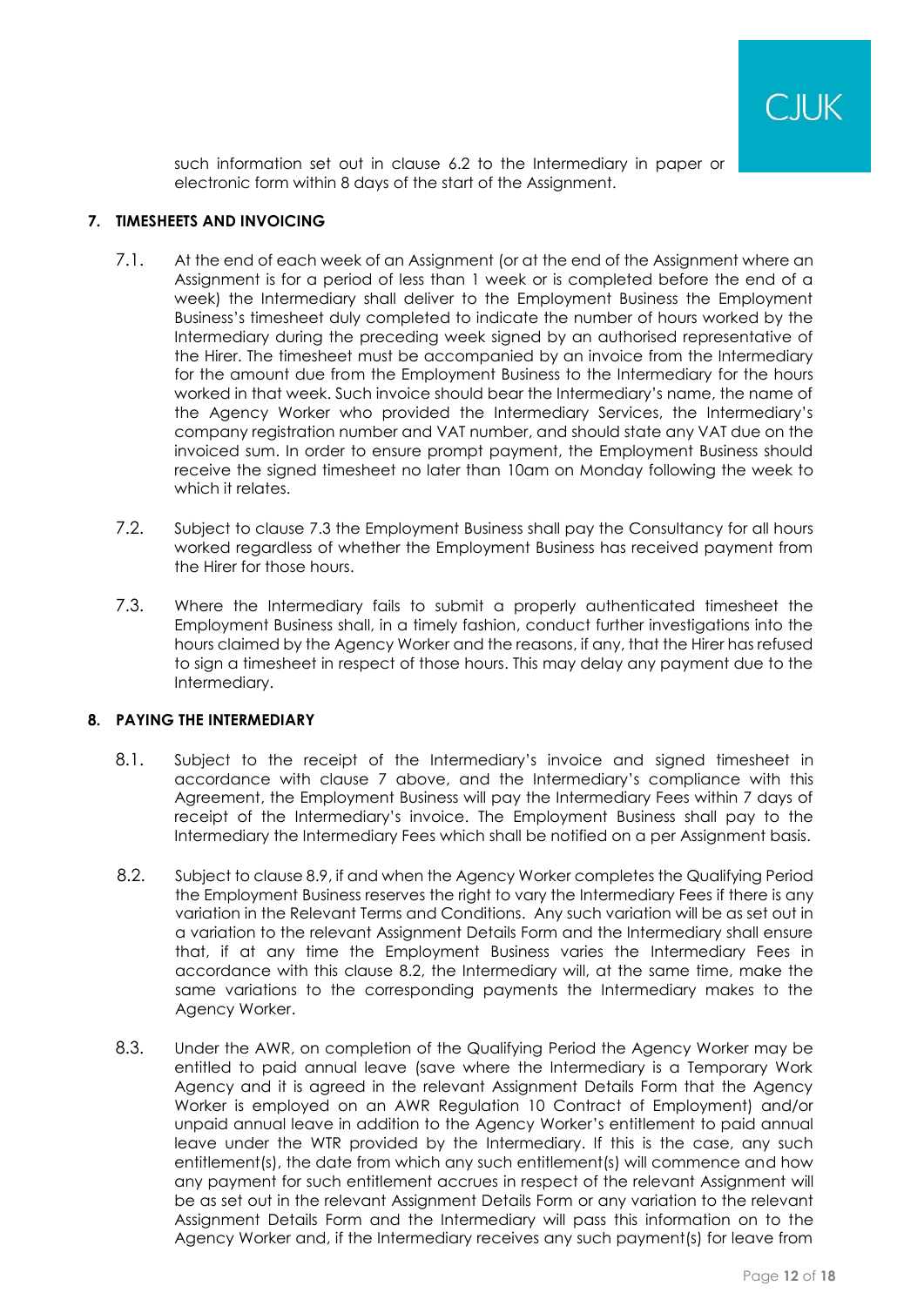such information set out in clause 6.2 to the Intermediary in paper or electronic form within 8 days of the start of the Assignment.

## 7. TIMESHEETS AND INVOICING

7.1. At the end of each week of an Assignment (or at the end of the Assignment where an Assignment is for a period of less than 1 week or is completed before the end of a week) the Intermediary shall deliver to the Employment Business the Employment Business's timesheet duly completed to indicate the number of hours worked by the Intermediary during the preceding week signed by an authorised representative of the Hirer. The timesheet must be accompanied by an invoice from the Intermediary for the amount due from the Employment Business to the Intermediary for the hours worked in that week. Such invoice should bear the Intermediary's name, the name of the Agency Worker who provided the Intermediary Services, the Intermediary's company registration number and VAT number, and should state any VAT due on the invoiced sum. In order to ensure prompt payment, the Employment Business should receive the signed timesheet no later than 10am on Monday following the week to which it relates.

7.2. Subject to clause 7.3 the Employment Business shall pay the Consultancy for all hours worked regardless of whether the Employment Business has received payment from the Hirer for those hours.

7.3. Where the Intermediary fails to submit a properly authenticated timesheet the Employment Business shall, in a timely fashion, conduct further investigations into the hours claimed by the Agency Worker and the reasons, if any, that the Hirer has refused to sign a timesheet in respect of those hours. This may delay any payment due to the Intermediary.

## 8. PAYING THE INTERMEDIARY

8.1. Subject to the receipt of the Intermediary's invoice and signed timesheet in accordance with clause 7 above, and the Intermediary's compliance with this Agreement, the Employment Business will pay the Intermediary Fees within 7 days of receipt of the Intermediary's invoice. The Employment Business shall pay to the Intermediary the Intermediary Fees which shall be notified on a per Assignment basis.

8.2. Subject to clause 8.9, if and when the Agency Worker completes the Qualifying Period the Employment Business reserves the right to vary the Intermediary Fees if there is any variation in the Relevant Terms and Conditions. Any such variation will be as set out in a variation to the relevant Assignment Details Form and the Intermediary shall ensure that, if at any time the Employment Business varies the Intermediary Fees in accordance with this clause 8.2, the Intermediary will, at the same time, make the same variations to the corresponding payments the Intermediary makes to the Agency Worker.

8.3. Under the AWR, on completion of the Qualifying Period the Agency Worker may be entitled to paid annual leave (save where the Intermediary is a Temporary Work Agency and it is agreed in the relevant Assignment Details Form that the Agency Worker is employed on an AWR Regulation 10 Contract of Employment) and/or unpaid annual leave in addition to the Agency Worker's entitlement to paid annual leave under the WTR provided by the Intermediary. If this is the case, any such entitlement(s), the date from which any such entitlement(s) will commence and how any payment for such entitlement accrues in respect of the relevant Assignment will be as set out in the relevant Assignment Details Form or any variation to the relevant Assignment Details Form and the Intermediary will pass this information on to the Agency Worker and, if the Intermediary receives any such payment(s) for leave from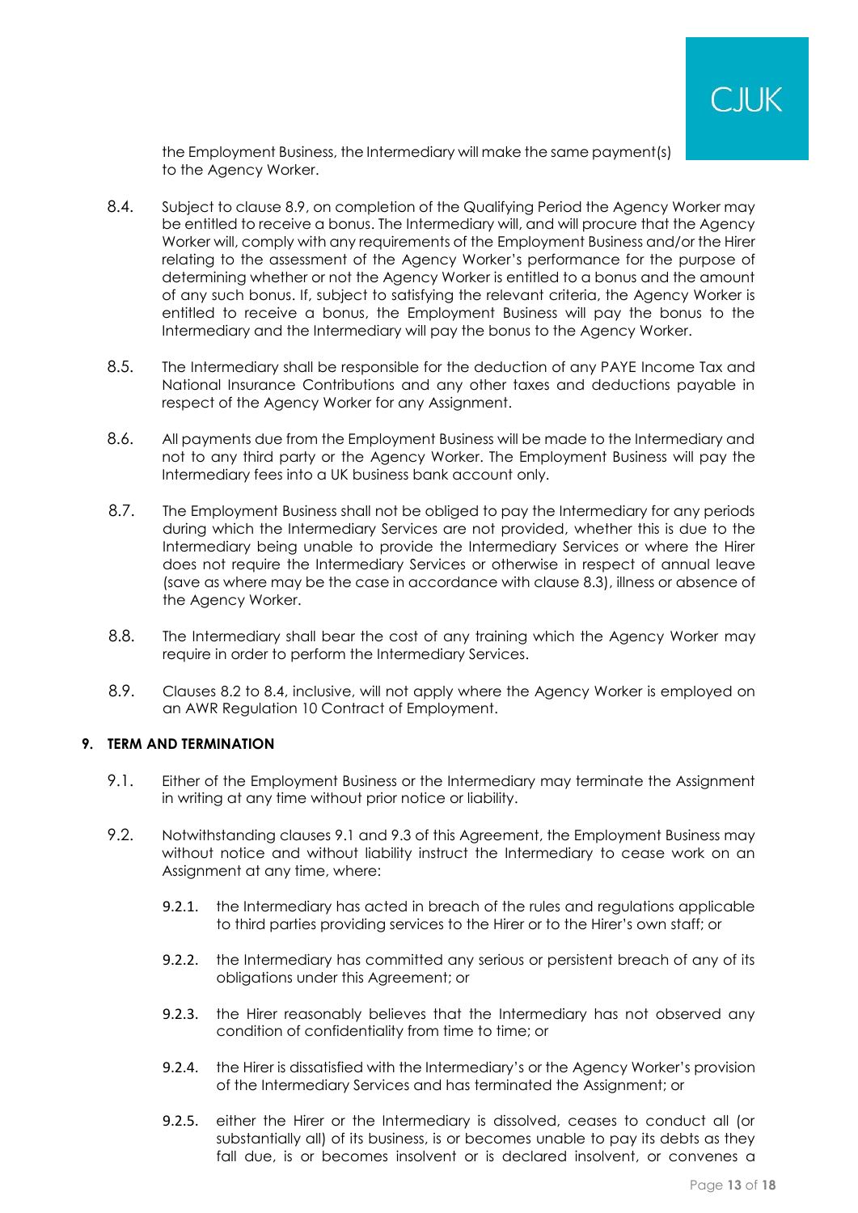the Employment Business, the Intermediary will make the same payment(s) to the Agency Worker.

8.4. Subject to clause 8.9, on completion of the Qualifying Period the Agency Worker may be entitled to receive a bonus. The Intermediary will, and will procure that the Agency Worker will, comply with any requirements of the Employment Business and/or the Hirer relating to the assessment of the Agency Worker's performance for the purpose of determining whether or not the Agency Worker is entitled to a bonus and the amount of any such bonus. If, subject to satisfying the relevant criteria, the Agency Worker is entitled to receive a bonus, the Employment Business will pay the bonus to the Intermediary and the Intermediary will pay the bonus to the Agency Worker.

8.5. The Intermediary shall be responsible for the deduction of any PAYE Income Tax and National Insurance Contributions and any other taxes and deductions payable in respect of the Agency Worker for any Assignment.

8.6. All payments due from the Employment Business will be made to the Intermediary and not to any third party or the Agency Worker. The Employment Business will pay the Intermediary fees into a UK business bank account only.

8.7. The Employment Business shall not be obliged to pay the Intermediary for any periods during which the Intermediary Services are not provided, whether this is due to the Intermediary being unable to provide the Intermediary Services or where the Hirer does not require the Intermediary Services or otherwise in respect of annual leave (save as where may be the case in accordance with clause 8.3), illness or absence of the Agency Worker.

8.8. The Intermediary shall bear the cost of any training which the Agency Worker may require in order to perform the Intermediary Services.

8.9. Clauses 8.2 to 8.4, inclusive, will not apply where the Agency Worker is employed on an AWR Regulation 10 Contract of Employment.

**9. TERM AND TERMINATION**

9.1. Either of the Employment Business or the Intermediary may terminate the Assignment in writing at any time without prior notice or liability.

9.2. Notwithstanding clauses 9.1 and 9.3 of this Agreement, the Employment Business may without notice and without liability instruct the Intermediary to cease work on an Assignment at any time, where:

9.2.1. the Intermediary has acted in breach of the rules and regulations applicable to third parties providing services to the Hirer or to the Hirer's own staff; or

9.2.2. the Intermediary has committed any serious or persistent breach of any of its obligations under this Agreement; or

9.2.3. the Hirer reasonably believes that the Intermediary has not observed any condition of confidentiality from time to time; or

9.2.4. the Hirer is dissatisfied with the Intermediary's or the Agency Worker's provision of the Intermediary Services and has terminated the Assignment; or

9.2.5. either the Hirer or the Intermediary is dissolved, ceases to conduct all (or substantially all) of its business, is or becomes unable to pay its debts as they fall due, is or becomes insolvent or is declared insolvent, or convenes a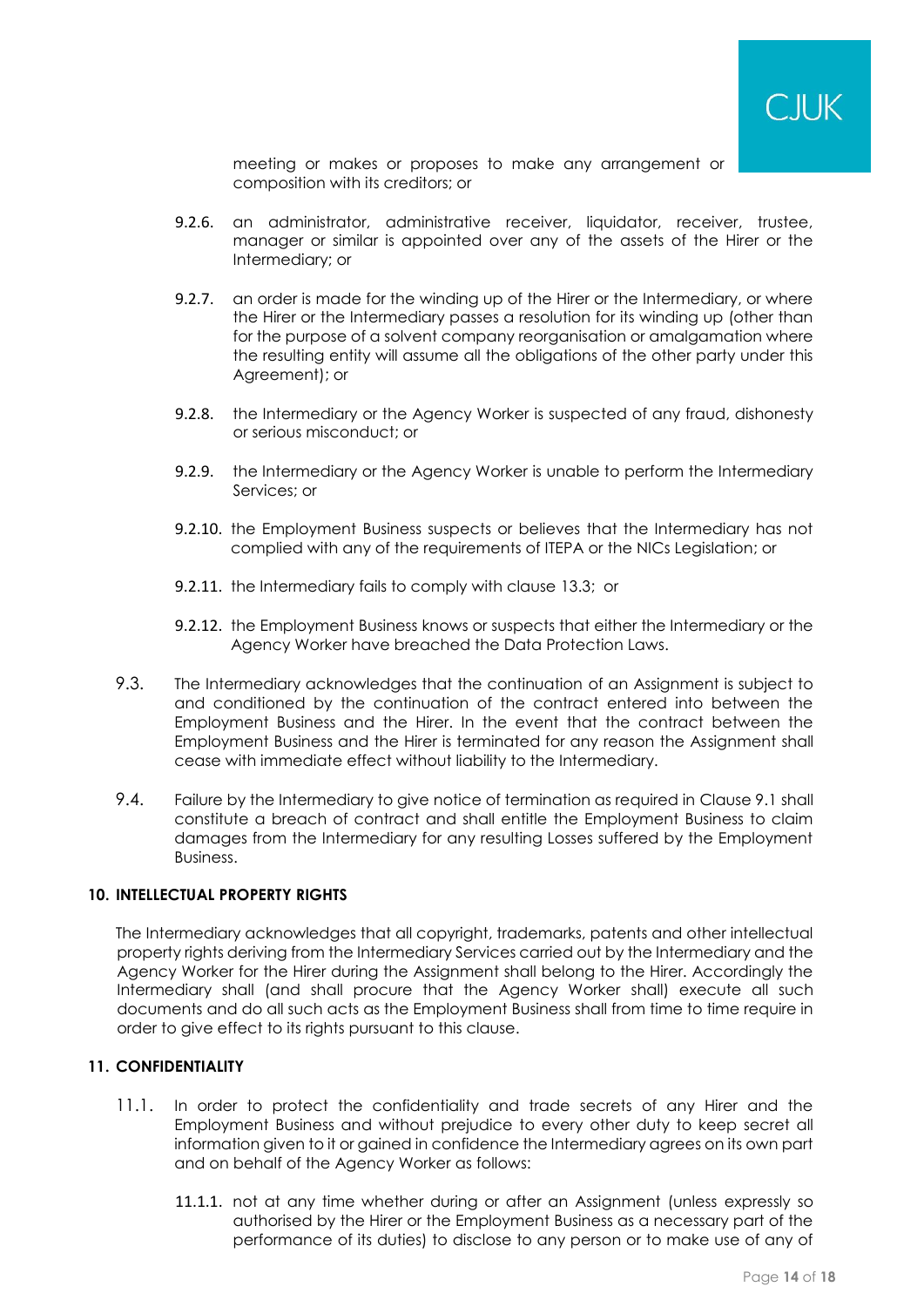meeting or makes or proposes to make any arrangement or composition with its creditors; or

9.2.6. an administrator, administrative receiver, liquidator, receiver, trustee, manager or similar is appointed over any of the assets of the Hirer or the Intermediary; or

9.2.7. an order is made for the winding up of the Hirer or the Intermediary, or where the Hirer or the Intermediary passes a resolution for its winding up (other than for the purpose of a solvent company reorganisation or amalgamation where the resulting entity will assume all the obligations of the other party under this Agreement); or

9.2.8. the Intermediary or the Agency Worker is suspected of any fraud, dishonesty or serious misconduct; or

9.2.9. the Intermediary or the Agency Worker is unable to perform the Intermediary Services; or

9.2.10. the Employment Business suspects or believes that the Intermediary has not complied with any of the requirements of ITEPA or the NICs Legislation; or

9.2.11. the Intermediary fails to comply with clause 13.3; or

9.2.12. the Employment Business knows or suspects that either the Intermediary or the Agency Worker have breached the Data Protection Laws.

9.3. The Intermediary acknowledges that the continuation of an Assignment is subject to and conditioned by the continuation of the contract entered into between the Employment Business and the Hirer. In the event that the contract between the Employment Business and the Hirer is terminated for any reason the Assignment shall cease with immediate effect without liability to the Intermediary.

9.4. Failure by the Intermediary to give notice of termination as required in Clause 9.1 shall constitute a breach of contract and shall entitle the Employment Business to claim damages from the Intermediary for any resulting Losses suffered by the Employment Business.

**10. INTELLECTUAL PROPERTY RIGHTS**

The Intermediary acknowledges that all copyright, trademarks, patents and other intellectual property rights deriving from the Intermediary Services carried out by the Intermediary and the Agency Worker for the Hirer during the Assignment shall belong to the Hirer. Accordingly the Intermediary shall (and shall procure that the Agency Worker shall) execute all such documents and do all such acts as the Employment Business shall from time to time require in order to give effect to its rights pursuant to this clause.

**11. CONFIDENTIALITY**

11.1. In order to protect the confidentiality and trade secrets of any Hirer and the Employment Business and without prejudice to every other duty to keep secret all information given to it or gained in confidence the Intermediary agrees on its own part and on behalf of the Agency Worker as follows:

11.1.1. not at any time whether during or after an Assignment (unless expressly so authorised by the Hirer or the Employment Business as a necessary part of the performance of its duties) to disclose to any person or to make use of any of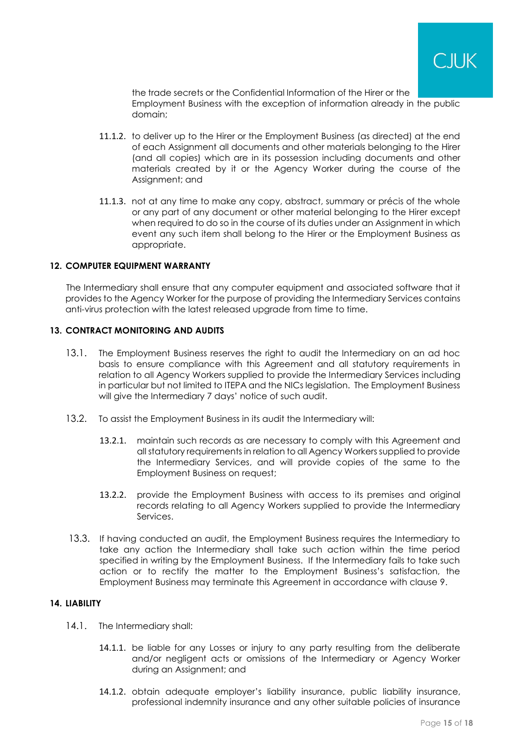the trade secrets or the Confidential Information of the Hirer or the Employment Business with the exception of information already in the public domain;

11.1.2. to deliver up to the Hirer or the Employment Business (as directed) at the end of each Assignment all documents and other materials belonging to the Hirer (and all copies) which are in its possession including documents and other materials created by it or the Agency Worker during the course of the Assignment; and

11.1.3. not at any time to make any copy, abstract, summary or précis of the whole or any part of any document or other material belonging to the Hirer except when required to do so in the course of its duties under an Assignment in which event any such item shall belong to the Hirer or the Employment Business as appropriate.

## 12. COMPUTER EQUIPMENT WARRANTY

The Intermediary shall ensure that any computer equipment and associated software that it provides to the Agency Worker for the purpose of providing the Intermediary Services contains anti-virus protection with the latest released upgrade from time to time.

## 13. CONTRACT MONITORING AND AUDITS

13.1. The Employment Business reserves the right to audit the Intermediary on an ad hoc basis to ensure compliance with this Agreement and all statutory requirements in relation to all Agency Workers supplied to provide the Intermediary Services including in particular but not limited to ITEPA and the NICs legislation. The Employment Business will give the Intermediary 7 days' notice of such audit.

13.2. To assist the Employment Business in its audit the Intermediary will:

13.2.1. maintain such records as are necessary to comply with this Agreement and all statutory requirements in relation to all Agency Workers supplied to provide the Intermediary Services, and will provide copies of the same to the Employment Business on request;

13.2.2. provide the Employment Business with access to its premises and original records relating to all Agency Workers supplied to provide the Intermediary Services.

13.3. If having conducted an audit, the Employment Business requires the Intermediary to take any action the Intermediary shall take such action within the time period specified in writing by the Employment Business. If the Intermediary fails to take such action or to rectify the matter to the Employment Business's satisfaction, the Employment Business may terminate this Agreement in accordance with clause 9.

## 14. LIABILITY

14.1. The Intermediary shall:

14.1.1. be liable for any Losses or injury to any party resulting from the deliberate and/or negligent acts or omissions of the Intermediary or Agency Worker during an Assignment; and

14.1.2. obtain adequate employer's liability insurance, public liability insurance, professional indemnity insurance and any other suitable policies of insurance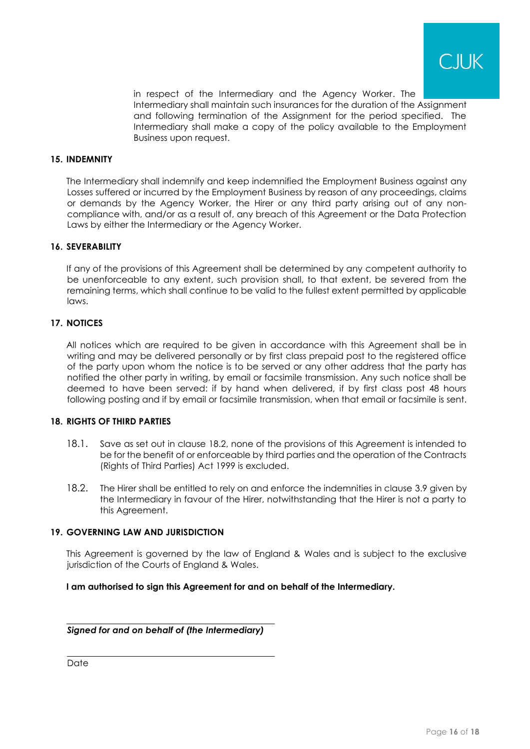in respect of the Intermediary and the Agency Worker. The Intermediary shall maintain such insurances for the duration of the Assignment and following termination of the Assignment for the period specified. The Intermediary shall make a copy of the policy available to the Employment Business upon request.

## 15. INDEMNITY

The Intermediary shall indemnify and keep indemnified the Employment Business against any Losses suffered or incurred by the Employment Business by reason of any proceedings, claims or demands by the Agency Worker, the Hirer or any third party arising out of any non-compliance with, and/or as a result of, any breach of this Agreement or the Data Protection Laws by either the Intermediary or the Agency Worker.

## 16. SEVERABILITY

If any of the provisions of this Agreement shall be determined by any competent authority to be unenforceable to any extent, such provision shall, to that extent, be severed from the remaining terms, which shall continue to be valid to the fullest extent permitted by applicable laws.

## 17. NOTICES

All notices which are required to be given in accordance with this Agreement shall be in writing and may be delivered personally or by first class prepaid post to the registered office of the party upon whom the notice is to be served or any other address that the party has notified the other party in writing, by email or facsimile transmission. Any such notice shall be deemed to have been served: if by hand when delivered, if by first class post 48 hours following posting and if by email or facsimile transmission, when that email or facsimile is sent.

## 18. RIGHTS OF THIRD PARTIES

18.1. Save as set out in clause 18.2, none of the provisions of this Agreement is intended to be for the benefit of or enforceable by third parties and the operation of the Contracts (Rights of Third Parties) Act 1999 is excluded.

18.2. The Hirer shall be entitled to rely on and enforce the indemnities in clause 3.9 given by the Intermediary in favour of the Hirer, notwithstanding that the Hirer is not a party to this Agreement.

## 19. GOVERNING LAW AND JURISDICTION

This Agreement is governed by the law of England & Wales and is subject to the exclusive jurisdiction of the Courts of England & Wales.

**I am authorised to sign this Agreement for and on behalf of the Intermediary.**

\_\_\_\_\_\_\_\_\_\_\_\_\_\_\_\_\_\_\_\_\_\_\_\_\_\_\_\_\_\_\_\_\_\_\_\_

***Signed for and on behalf of (the Intermediary)***

\_\_\_\_\_\_\_\_\_\_\_\_\_\_\_\_\_\_\_\_\_\_\_\_\_\_\_\_\_\_\_\_\_\_\_\_

Date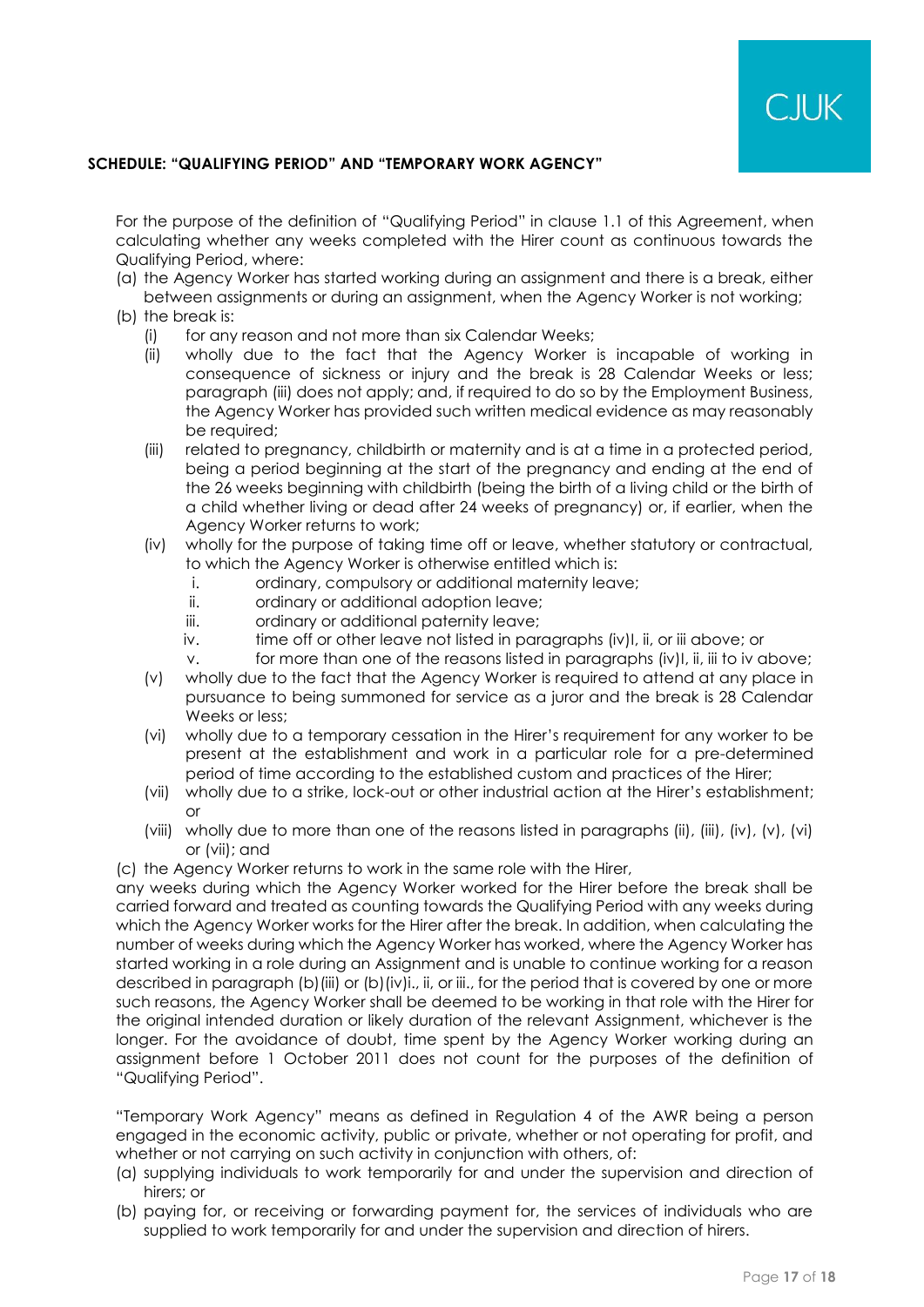**SCHEDULE: "QUALIFYING PERIOD" AND "TEMPORARY WORK AGENCY"**

For the purpose of the definition of "Qualifying Period" in clause 1.1 of this Agreement, when calculating whether any weeks completed with the Hirer count as continuous towards the Qualifying Period, where:

(a) the Agency Worker has started working during an assignment and there is a break, either between assignments or during an assignment, when the Agency Worker is not working;

(b) the break is:

- (i) for any reason and not more than six Calendar Weeks;
- (ii) wholly due to the fact that the Agency Worker is incapable of working in consequence of sickness or injury and the break is 28 Calendar Weeks or less; paragraph (iii) does not apply; and, if required to do so by the Employment Business, the Agency Worker has provided such written medical evidence as may reasonably be required;
- (iii) related to pregnancy, childbirth or maternity and is at a time in a protected period, being a period beginning at the start of the pregnancy and ending at the end of the 26 weeks beginning with childbirth (being the birth of a living child or the birth of a child whether living or dead after 24 weeks of pregnancy) or, if earlier, when the Agency Worker returns to work;
- (iv) wholly for the purpose of taking time off or leave, whether statutory or contractual, to which the Agency Worker is otherwise entitled which is:
  - i. ordinary, compulsory or additional maternity leave;
  - ii. ordinary or additional adoption leave;
  - iii. ordinary or additional paternity leave;
  - iv. time off or other leave not listed in paragraphs (iv)I, ii, or iii above; or
  - v. for more than one of the reasons listed in paragraphs (iv)I, ii, iii to iv above;
- (v) wholly due to the fact that the Agency Worker is required to attend at any place in pursuance to being summoned for service as a juror and the break is 28 Calendar Weeks or less;
- (vi) wholly due to a temporary cessation in the Hirer's requirement for any worker to be present at the establishment and work in a particular role for a pre-determined period of time according to the established custom and practices of the Hirer;
- (vii) wholly due to a strike, lock-out or other industrial action at the Hirer's establishment; or
- (viii) wholly due to more than one of the reasons listed in paragraphs (ii), (iii), (iv), (v), (vi) or (vii); and

(c) the Agency Worker returns to work in the same role with the Hirer,

any weeks during which the Agency Worker worked for the Hirer before the break shall be carried forward and treated as counting towards the Qualifying Period with any weeks during which the Agency Worker works for the Hirer after the break. In addition, when calculating the number of weeks during which the Agency Worker has worked, where the Agency Worker has started working in a role during an Assignment and is unable to continue working for a reason described in paragraph (b)(iii) or (b)(iv)i., ii, or iii., for the period that is covered by one or more such reasons, the Agency Worker shall be deemed to be working in that role with the Hirer for the original intended duration or likely duration of the relevant Assignment, whichever is the longer. For the avoidance of doubt, time spent by the Agency Worker working during an assignment before 1 October 2011 does not count for the purposes of the definition of "Qualifying Period".

"Temporary Work Agency" means as defined in Regulation 4 of the AWR being a person engaged in the economic activity, public or private, whether or not operating for profit, and whether or not carrying on such activity in conjunction with others, of:

(a) supplying individuals to work temporarily for and under the supervision and direction of hirers; or

(b) paying for, or receiving or forwarding payment for, the services of individuals who are supplied to work temporarily for and under the supervision and direction of hirers.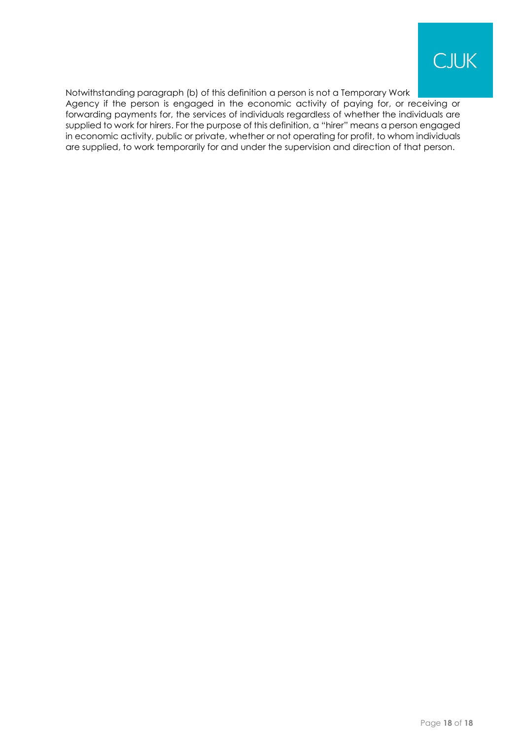Notwithstanding paragraph (b) of this definition a person is not a Temporary Work Agency if the person is engaged in the economic activity of paying for, or receiving or forwarding payments for, the services of individuals regardless of whether the individuals are supplied to work for hirers. For the purpose of this definition, a "hirer" means a person engaged in economic activity, public or private, whether or not operating for profit, to whom individuals are supplied, to work temporarily for and under the supervision and direction of that person.